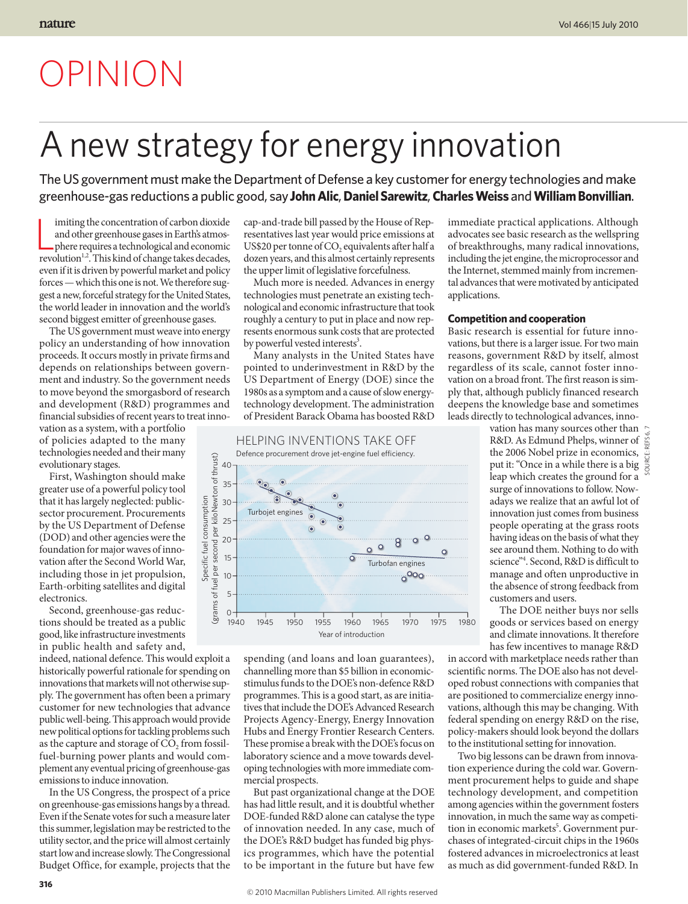# OPINION

# A new strategy for energy innovation

The US government must make the Department of Defense a key customer for energy technologies and make greenhouse-gas reductions a public good, say **John Alic**, **Daniel Sarewitz**, **Charles Weiss** and **William Bonvillian**.

Limiting the concentration of carbon dioxide and other greenhouse gases in Earth's atmosphere requires a technological and economic revolution[1,2]. This kind of change takes decades, even if it is driven by powerful market and policy forces — which this one is not. We therefore suggest a new, forceful strategy for the United States, the world leader in innovation and the world's second biggest emitter of greenhouse gases.

The US government must weave into energy policy an understanding of how innovation proceeds. It occurs mostly in private firms and depends on relationships between government and industry. So the government needs to move beyond the smorgasbord of research and development (R&D) programmes and financial subsidies of recent years to treat innovation as a system, with a portfolio of policies adapted to the many technologies needed and their many evolutionary stages.

First, Washington should make greater use of a powerful policy tool that it has largely neglected: public-sector procurement. Procurements by the US Department of Defense (DOD) and other agencies were the foundation for major waves of innovation after the Second World War, including those in jet propulsion, Earth-orbiting satellites and digital electronics.

Second, greenhouse-gas reductions should be treated as a public good, like infrastructure investments in public health and safety and, indeed, national defence. This would exploit a historically powerful rationale for spending on innovations that markets will not otherwise supply. The government has often been a primary customer for new technologies that advance public well-being. This approach would provide new political options for tackling problems such as the capture and storage of $CO_2$ from fossil-fuel-burning power plants and would complement any eventual pricing of greenhouse-gas emissions to induce innovation.

In the US Congress, the prospect of a price on greenhouse-gas emissions hangs by a thread. Even if the Senate votes for such a measure later this summer, legislation may be restricted to the utility sector, and the price will almost certainly start low and increase slowly. The Congressional Budget Office, for example, projects that the cap-and-trade bill passed by the House of Representatives last year would price emissions at US$20 per tonne of $CO_2$ equivalents after half a dozen years, and this almost certainly represents the upper limit of legislative forcefulness.

Much more is needed. Advances in energy technologies must penetrate an existing technological and economic infrastructure that took roughly a century to put in place and now represents enormous sunk costs that are protected by powerful vested interests[3].

Many analysts in the United States have pointed to underinvestment in R&D by the US Department of Energy (DOE) since the 1980s as a symptom and a cause of slow energy-technology development. The administration of President Barack Obama has boosted R&D spending (and loans and loan guarantees), channelling more than $5 billion in economic-stimulus funds to the DOE's non-defence R&D programmes. This is a good start, as are initiatives that include the DOE's Advanced Research Projects Agency-Energy, Energy Innovation Hubs and Energy Frontier Research Centers. These promise a break with the DOE's focus on laboratory science and a move towards developing technologies with more immediate commercial prospects.

But past organizational change at the DOE has had little result, and it is doubtful whether DOE-funded R&D alone can catalyse the type of innovation needed. In any case, much of the DOE's R&D budget has funded big physics programmes, which have the potential to be important in the future but have few immediate practical applications. Although advocates see basic research as the wellspring of breakthroughs, many radical innovations, including the jet engine, the microprocessor and the Internet, stemmed mainly from incremental advances that were motivated by anticipated applications.

**HELPING INVENTIONS TAKE OFF**

Defence procurement drove jet-engine fuel efficiency.

(Chart: Specific fuel consumption (grams of fuel per second per kiloNewton of thrust) vs. Year of introduction, 1940–1980; series: Turbojet engines, Turbofan engines.)

SOURCE: REFS 6, 7

## Competition and cooperation

Basic research is essential for future innovations, but there is a larger issue. For two main reasons, government R&D by itself, almost regardless of its scale, cannot foster innovation on a broad front. The first reason is simply that, although publicly financed research deepens the knowledge base and sometimes leads directly to technological advances, innovation has many sources other than R&D. As Edmund Phelps, winner of the 2006 Nobel prize in economics, put it: "Once in a while there is a big leap which creates the ground for a surge of innovations to follow. Nowadays we realize that an awful lot of innovation just comes from business people operating at the grass roots having ideas on the basis of what they see around them. Nothing to do with science"[4]. Second, R&D is difficult to manage and often unproductive in the absence of strong feedback from customers and users.

The DOE neither buys nor sells goods or services based on energy and climate innovations. It therefore has few incentives to manage R&D in accord with marketplace needs rather than scientific norms. The DOE also has not developed robust connections with companies that are positioned to commercialize energy innovations, although this may be changing. With federal spending on energy R&D on the rise, policy-makers should look beyond the dollars to the institutional setting for innovation.

Two big lessons can be drawn from innovation experience during the cold war. Government procurement helps to guide and shape technology development, and competition among agencies within the government fosters innovation, in much the same way as competition in economic markets[5]. Government purchases of integrated-circuit chips in the 1960s fostered advances in microelectronics at least as much as did government-funded R&D. In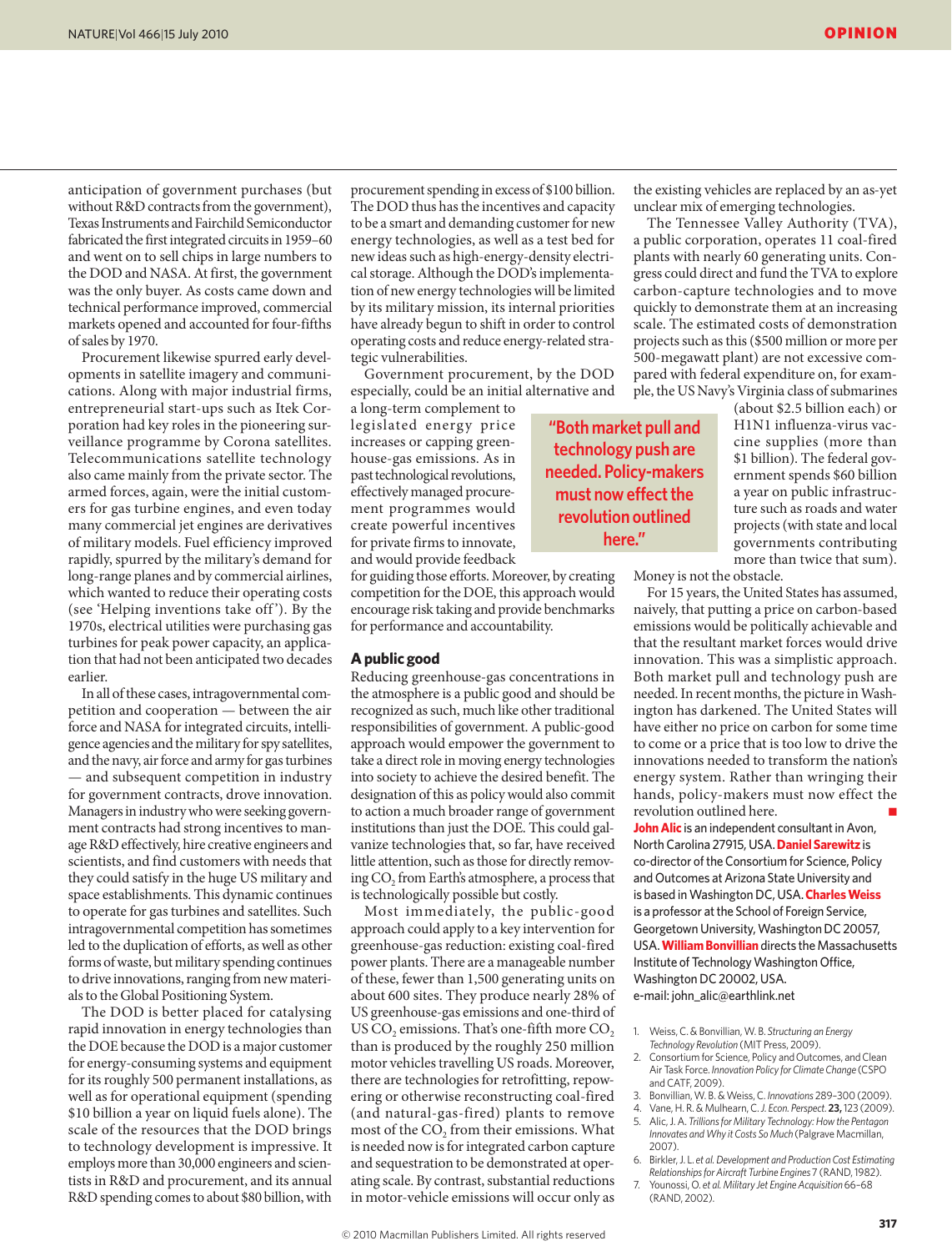anticipation of government purchases (but without R&D contracts from the government), Texas Instruments and Fairchild Semiconductor fabricated the first integrated circuits in 1959–60 and went on to sell chips in large numbers to the DOD and NASA. At first, the government was the only buyer. As costs came down and technical performance improved, commercial markets opened and accounted for four-fifths of sales by 1970.

Procurement likewise spurred early developments in satellite imagery and communications. Along with major industrial firms, entrepreneurial start-ups such as Itek Corporation had key roles in the pioneering surveillance programme by Corona satellites. Telecommunications satellite technology also came mainly from the private sector. The armed forces, again, were the initial customers for gas turbine engines, and even today many commercial jet engines are derivatives of military models. Fuel efficiency improved rapidly, spurred by the military's demand for long-range planes and by commercial airlines, which wanted to reduce their operating costs (see 'Helping inventions take off'). By the 1970s, electrical utilities were purchasing gas turbines for peak power capacity, an application that had not been anticipated two decades earlier.

In all of these cases, intragovernmental competition and cooperation — between the air force and NASA for integrated circuits, intelligence agencies and the military for spy satellites, and the navy, air force and army for gas turbines — and subsequent competition in industry for government contracts, drove innovation. Managers in industry who were seeking government contracts had strong incentives to manage R&D effectively, hire creative engineers and scientists, and find customers with needs that they could satisfy in the huge US military and space establishments. This dynamic continues to operate for gas turbines and satellites. Such intragovernmental competition has sometimes led to the duplication of efforts, as well as other forms of waste, but military spending continues to drive innovations, ranging from new materials to the Global Positioning System.

The DOD is better placed for catalysing rapid innovation in energy technologies than the DOE because the DOD is a major customer for energy-consuming systems and equipment for its roughly 500 permanent installations, as well as for operational equipment (spending \$10 billion a year on liquid fuels alone). The scale of the resources that the DOD brings to technology development is impressive. It employs more than 30,000 engineers and scientists in R&D and procurement, and its annual R&D spending comes to about \$80 billion, with procurement spending in excess of \$100 billion. The DOD thus has the incentives and capacity to be a smart and demanding customer for new energy technologies, as well as a test bed for new ideas such as high-energy-density electrical storage. Although the DOD's implementation of new energy technologies will be limited by its military mission, its internal priorities have already begun to shift in order to control operating costs and reduce energy-related strategic vulnerabilities.

Government procurement, by the DOD especially, could be an initial alternative and a long-term complement to legislated energy price increases or capping greenhouse-gas emissions. As in past technological revolutions, effectively managed procurement programmes would create powerful incentives for private firms to innovate, and would provide feedback for guiding those efforts. Moreover, by creating competition for the DOE, this approach would encourage risk taking and provide benchmarks for performance and accountability.

> "Both market pull and technology push are needed. Policy-makers must now effect the revolution outlined here."

## A public good

Reducing greenhouse-gas concentrations in the atmosphere is a public good and should be recognized as such, much like other traditional responsibilities of government. A public-good approach would empower the government to take a direct role in moving energy technologies into society to achieve the desired benefit. The designation of this as policy would also commit to action a much broader range of government institutions than just the DOE. This could galvanize technologies that, so far, have received little attention, such as those for directly removing $CO_2$ from Earth's atmosphere, a process that is technologically possible but costly.

Most immediately, the public-good approach could apply to a key intervention for greenhouse-gas reduction: existing coal-fired power plants. There are a manageable number of these, fewer than 1,500 generating units on about 600 sites. They produce nearly 28% of US greenhouse-gas emissions and one-third of US $CO_2$ emissions. That's one-fifth more $CO_2$ than is produced by the roughly 250 million motor vehicles travelling US roads. Moreover, there are technologies for retrofitting, repowering or otherwise reconstructing coal-fired (and natural-gas-fired) plants to remove most of the $CO_2$ from their emissions. What is needed now is for integrated carbon capture and sequestration to be demonstrated at operating scale. By contrast, substantial reductions in motor-vehicle emissions will occur only as the existing vehicles are replaced by an as-yet unclear mix of emerging technologies.

The Tennessee Valley Authority (TVA), a public corporation, operates 11 coal-fired plants with nearly 60 generating units. Congress could direct and fund the TVA to explore carbon-capture technologies and to move quickly to demonstrate them at an increasing scale. The estimated costs of demonstration projects such as this (\$500 million or more per 500-megawatt plant) are not excessive compared with federal expenditure on, for example, the US Navy's Virginia class of submarines (about \$2.5 billion each) or H1N1 influenza-virus vaccine supplies (more than \$1 billion). The federal government spends \$60 billion a year on public infrastructure such as roads and water projects (with state and local governments contributing more than twice that sum). Money is not the obstacle.

For 15 years, the United States has assumed, naively, that putting a price on carbon-based emissions would be politically achievable and that the resultant market forces would drive innovation. This was a simplistic approach. Both market pull and technology push are needed. In recent months, the picture in Washington has darkened. The United States will have either no price on carbon for some time to come or a price that is too low to drive the innovations needed to transform the nation's energy system. Rather than wringing their hands, policy-makers must now effect the revolution outlined here. ■

**John Alic** is an independent consultant in Avon, North Carolina 27915, USA. **Daniel Sarewitz** is co-director of the Consortium for Science, Policy and Outcomes at Arizona State University and is based in Washington DC, USA. **Charles Weiss** is a professor at the School of Foreign Service, Georgetown University, Washington DC 20057, USA. **William Bonvillian** directs the Massachusetts Institute of Technology Washington Office, Washington DC 20002, USA.
e-mail: john_alic@earthlink.net

1. Weiss, C. & Bonvillian, W. B. *Structuring an Energy Technology Revolution* (MIT Press, 2009).
2. Consortium for Science, Policy and Outcomes, and Clean Air Task Force. *Innovation Policy for Climate Change* (CSPO and CATF, 2009).
3. Bonvillian, W. B. & Weiss, C. *Innovations* 289–300 (2009).
4. Vane, H. R. & Mulhearn, C. *J. Econ. Perspect.* **23,** 123 (2009).
5. Alic, J. A. *Trillions for Military Technology: How the Pentagon Innovates and Why it Costs So Much* (Palgrave Macmillan, 2007).
6. Birkler, J. L. *et al. Development and Production Cost Estimating Relationships for Aircraft Turbine Engines* 7 (RAND, 1982).
7. Younossi, O. *et al. Military Jet Engine Acquisition* 66–68 (RAND, 2002).